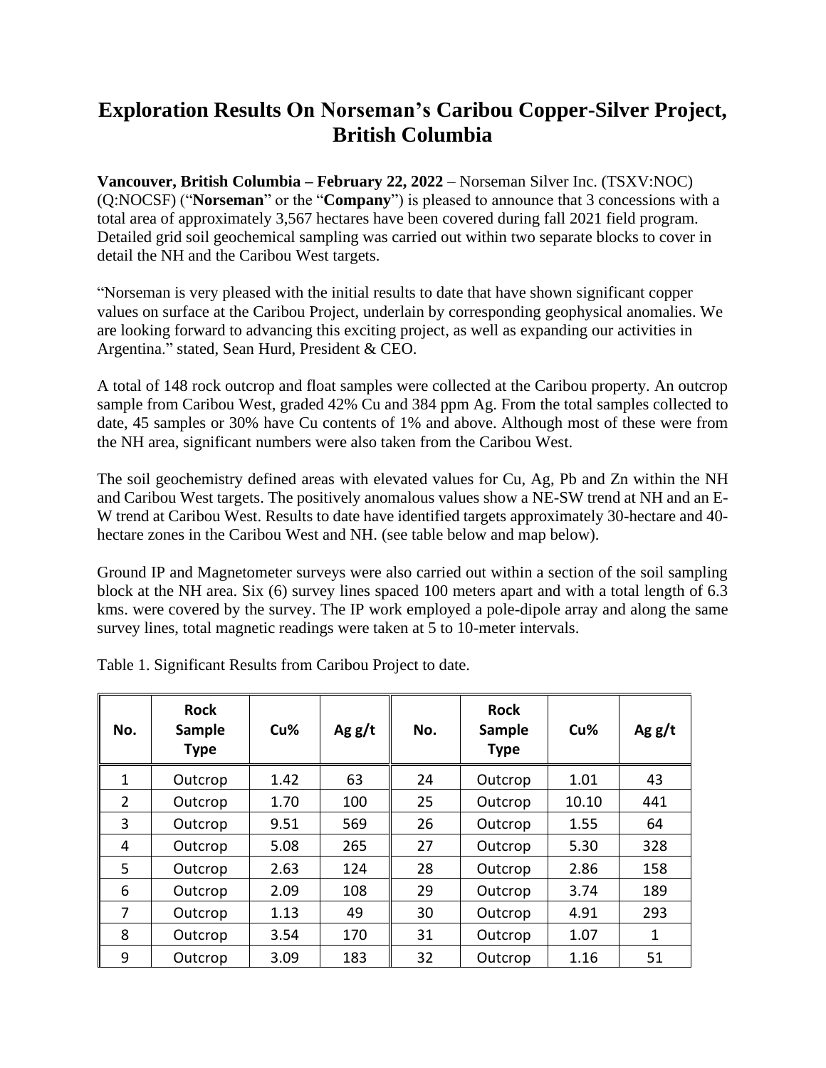# Exploration Results On Norseman's Caribou Copper-Silver Project, British Columbia

**Vancouver, British Columbia – February 22, 2022** – Norseman Silver Inc. (TSXV:NOC) (Q:NOCSF) ("**Norseman**" or the "**Company**") is pleased to announce that 3 concessions with a total area of approximately 3,567 hectares have been covered during fall 2021 field program. Detailed grid soil geochemical sampling was carried out within two separate blocks to cover in detail the NH and the Caribou West targets.

"Norseman is very pleased with the initial results to date that have shown significant copper values on surface at the Caribou Project, underlain by corresponding geophysical anomalies. We are looking forward to advancing this exciting project, as well as expanding our activities in Argentina." stated, Sean Hurd, President & CEO.

A total of 148 rock outcrop and float samples were collected at the Caribou property. An outcrop sample from Caribou West, graded 42% Cu and 384 ppm Ag. From the total samples collected to date, 45 samples or 30% have Cu contents of 1% and above. Although most of these were from the NH area, significant numbers were also taken from the Caribou West.

The soil geochemistry defined areas with elevated values for Cu, Ag, Pb and Zn within the NH and Caribou West targets. The positively anomalous values show a NE-SW trend at NH and an E-W trend at Caribou West. Results to date have identified targets approximately 30-hectare and 40-hectare zones in the Caribou West and NH. (see table below and map below).

Ground IP and Magnetometer surveys were also carried out within a section of the soil sampling block at the NH area. Six (6) survey lines spaced 100 meters apart and with a total length of 6.3 kms. were covered by the survey. The IP work employed a pole-dipole array and along the same survey lines, total magnetic readings were taken at 5 to 10-meter intervals.

Table 1. Significant Results from Caribou Project to date.

| No. | Rock Sample Type | Cu% | Ag g/t | No. | Rock Sample Type | Cu% | Ag g/t |
|---|---|---|---|---|---|---|---|
| 1 | Outcrop | 1.42 | 63 | 24 | Outcrop | 1.01 | 43 |
| 2 | Outcrop | 1.70 | 100 | 25 | Outcrop | 10.10 | 441 |
| 3 | Outcrop | 9.51 | 569 | 26 | Outcrop | 1.55 | 64 |
| 4 | Outcrop | 5.08 | 265 | 27 | Outcrop | 5.30 | 328 |
| 5 | Outcrop | 2.63 | 124 | 28 | Outcrop | 2.86 | 158 |
| 6 | Outcrop | 2.09 | 108 | 29 | Outcrop | 3.74 | 189 |
| 7 | Outcrop | 1.13 | 49 | 30 | Outcrop | 4.91 | 293 |
| 8 | Outcrop | 3.54 | 170 | 31 | Outcrop | 1.07 | 1 |
| 9 | Outcrop | 3.09 | 183 | 32 | Outcrop | 1.16 | 51 |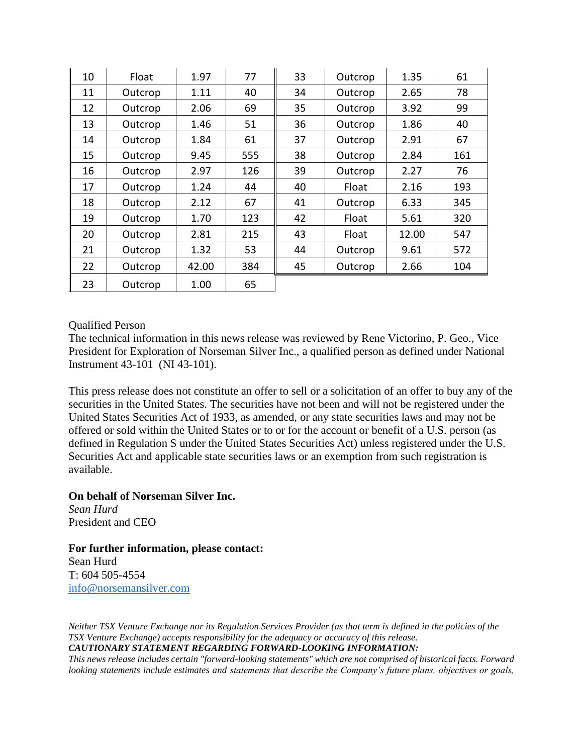| 10 | Float | 1.97 | 77 | 33 | Outcrop | 1.35 | 61 |
|---|---|---|---|---|---|---|---|
| 11 | Outcrop | 1.11 | 40 | 34 | Outcrop | 2.65 | 78 |
| 12 | Outcrop | 2.06 | 69 | 35 | Outcrop | 3.92 | 99 |
| 13 | Outcrop | 1.46 | 51 | 36 | Outcrop | 1.86 | 40 |
| 14 | Outcrop | 1.84 | 61 | 37 | Outcrop | 2.91 | 67 |
| 15 | Outcrop | 9.45 | 555 | 38 | Outcrop | 2.84 | 161 |
| 16 | Outcrop | 2.97 | 126 | 39 | Outcrop | 2.27 | 76 |
| 17 | Outcrop | 1.24 | 44 | 40 | Float | 2.16 | 193 |
| 18 | Outcrop | 2.12 | 67 | 41 | Outcrop | 6.33 | 345 |
| 19 | Outcrop | 1.70 | 123 | 42 | Float | 5.61 | 320 |
| 20 | Outcrop | 2.81 | 215 | 43 | Float | 12.00 | 547 |
| 21 | Outcrop | 1.32 | 53 | 44 | Outcrop | 9.61 | 572 |
| 22 | Outcrop | 42.00 | 384 | 45 | Outcrop | 2.66 | 104 |
| 23 | Outcrop | 1.00 | 65 | | | | |

Qualified Person

The technical information in this news release was reviewed by Rene Victorino, P. Geo., Vice President for Exploration of Norseman Silver Inc., a qualified person as defined under National Instrument 43-101 (NI 43-101).

This press release does not constitute an offer to sell or a solicitation of an offer to buy any of the securities in the United States. The securities have not been and will not be registered under the United States Securities Act of 1933, as amended, or any state securities laws and may not be offered or sold within the United States or to or for the account or benefit of a U.S. person (as defined in Regulation S under the United States Securities Act) unless registered under the U.S. Securities Act and applicable state securities laws or an exemption from such registration is available.

**On behalf of Norseman Silver Inc.**
*Sean Hurd*
President and CEO

**For further information, please contact:**
Sean Hurd
T: 604 505-4554
info@norsemansilver.com

*Neither TSX Venture Exchange nor its Regulation Services Provider (as that term is defined in the policies of the TSX Venture Exchange) accepts responsibility for the adequacy or accuracy of this release.*
***CAUTIONARY STATEMENT REGARDING FORWARD-LOOKING INFORMATION:***
*This news release includes certain "forward-looking statements" which are not comprised of historical facts. Forward looking statements include estimates and statements that describe the Company's future plans, objectives or goals,*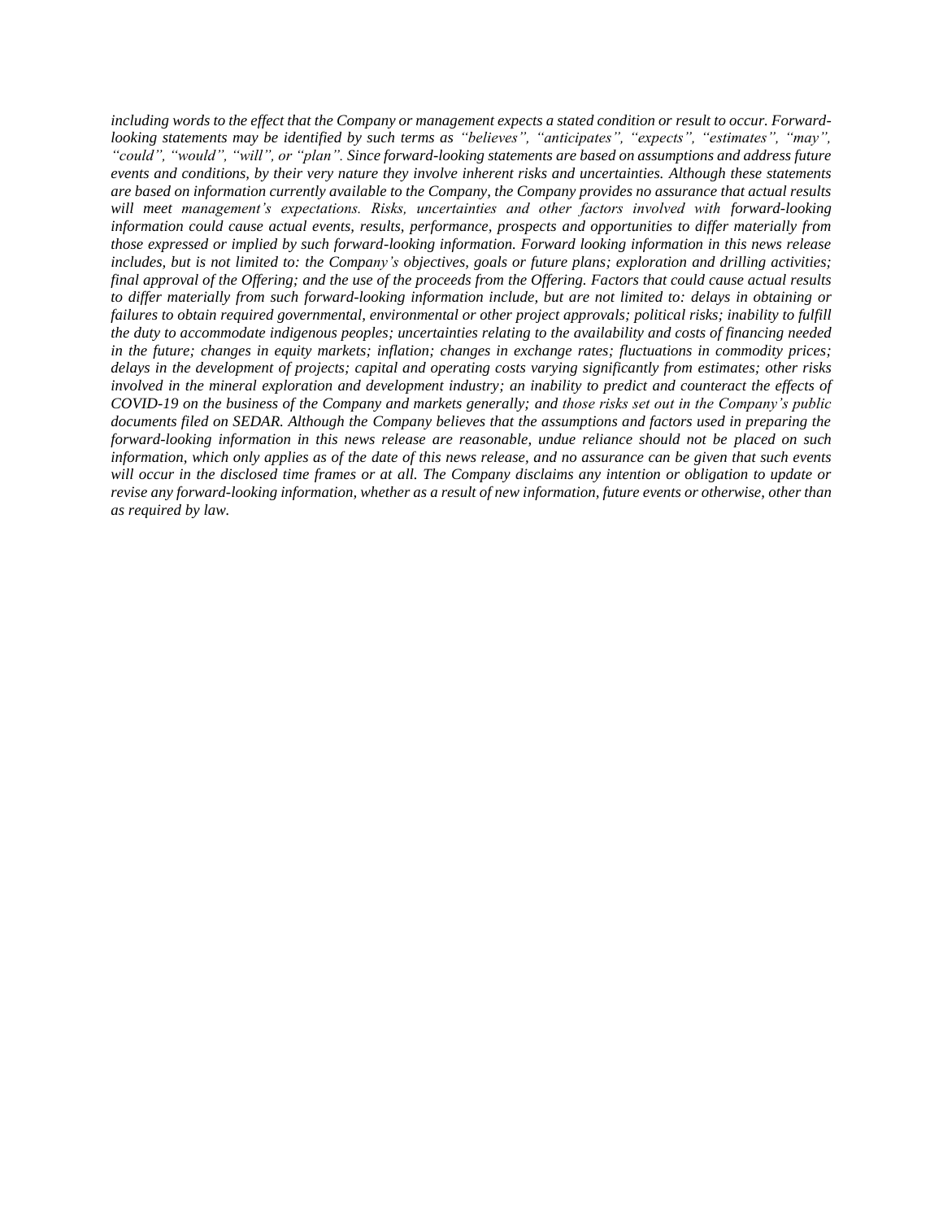*including words to the effect that the Company or management expects a stated condition or result to occur. Forward-looking statements may be identified by such terms as "believes", "anticipates", "expects", "estimates", "may", "could", "would", "will", or "plan". Since forward-looking statements are based on assumptions and address future events and conditions, by their very nature they involve inherent risks and uncertainties. Although these statements are based on information currently available to the Company, the Company provides no assurance that actual results will meet management's expectations. Risks, uncertainties and other factors involved with forward-looking information could cause actual events, results, performance, prospects and opportunities to differ materially from those expressed or implied by such forward-looking information. Forward looking information in this news release includes, but is not limited to: the Company's objectives, goals or future plans; exploration and drilling activities; final approval of the Offering; and the use of the proceeds from the Offering. Factors that could cause actual results to differ materially from such forward-looking information include, but are not limited to: delays in obtaining or failures to obtain required governmental, environmental or other project approvals; political risks; inability to fulfill the duty to accommodate indigenous peoples; uncertainties relating to the availability and costs of financing needed in the future; changes in equity markets; inflation; changes in exchange rates; fluctuations in commodity prices; delays in the development of projects; capital and operating costs varying significantly from estimates; other risks involved in the mineral exploration and development industry; an inability to predict and counteract the effects of COVID-19 on the business of the Company and markets generally; and those risks set out in the Company's public documents filed on SEDAR. Although the Company believes that the assumptions and factors used in preparing the forward-looking information in this news release are reasonable, undue reliance should not be placed on such information, which only applies as of the date of this news release, and no assurance can be given that such events will occur in the disclosed time frames or at all. The Company disclaims any intention or obligation to update or revise any forward-looking information, whether as a result of new information, future events or otherwise, other than as required by law.*